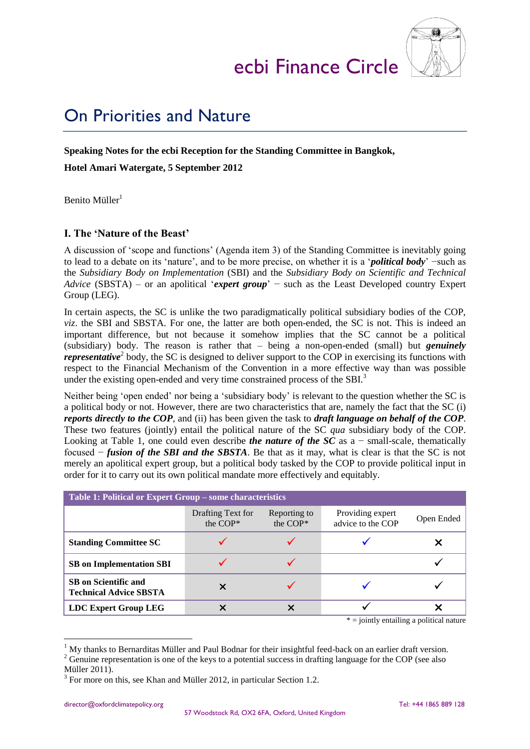# ecbi Finance Circle

# On Priorities and Nature

**Speaking Notes for the ecbi Reception for the Standing Committee in Bangkok,**

**Hotel Amari Watergate, 5 September 2012**

Benito Müller[1]

## I. The 'Nature of the Beast'

A discussion of 'scope and functions' (Agenda item 3) of the Standing Committee is inevitably going to lead to a debate on its 'nature', and to be more precise, on whether it is a '***political body***' −such as the *Subsidiary Body on Implementation* (SBI) and the *Subsidiary Body on Scientific and Technical Advice* (SBSTA) – or an apolitical '***expert group***' − such as the Least Developed country Expert Group (LEG).

In certain aspects, the SC is unlike the two paradigmatically political subsidiary bodies of the COP, *viz*. the SBI and SBSTA. For one, the latter are both open-ended, the SC is not. This is indeed an important difference, but not because it somehow implies that the SC cannot be a political (subsidiary) body. The reason is rather that – being a non-open-ended (small) but ***genuinely representative***[2] body, the SC is designed to deliver support to the COP in exercising its functions with respect to the Financial Mechanism of the Convention in a more effective way than was possible under the existing open-ended and very time constrained process of the SBI.[3]

Neither being 'open ended' nor being a 'subsidiary body' is relevant to the question whether the SC is a political body or not. However, there are two characteristics that are, namely the fact that the SC (i) ***reports directly to the COP***, and (ii) has been given the task to ***draft language on behalf of the COP***. These two features (jointly) entail the political nature of the SC *qua* subsidiary body of the COP. Looking at Table 1, one could even describe ***the nature of the SC*** as a − small-scale, thematically focused − ***fusion of the SBI and the SBSTA***. Be that as it may, what is clear is that the SC is not merely an apolitical expert group, but a political body tasked by the COP to provide political input in order for it to carry out its own political mandate more effectively and equitably.

| Table 1: Political or Expert Group – some characteristics | | | | |
|---|---|---|---|---|
| | Drafting Text for the COP* | Reporting to the COP* | Providing expert advice to the COP | Open Ended |
| **Standing Committee SC** | ✓ | ✓ | ✓ | ✗ |
| **SB on Implementation SBI** | ✓ | ✓ | | ✓ |
| **SB on Scientific and Technical Advice SBSTA** | ✗ | ✓ | ✓ | ✓ |
| **LDC Expert Group LEG** | ✗ | ✗ | ✓ | ✗ |

\* = jointly entailing a political nature

---

[1] My thanks to Bernarditas Müller and Paul Bodnar for their insightful feed-back on an earlier draft version.

[2] Genuine representation is one of the keys to a potential success in drafting language for the COP (see also Müller 2011).

[3] For more on this, see Khan and Müller 2012, in particular Section 1.2.

director@oxfordclimatepolicy.org | 57 Woodstock Rd, OX2 6FA, Oxford, United Kingdom | Tel: +44 1865 889 128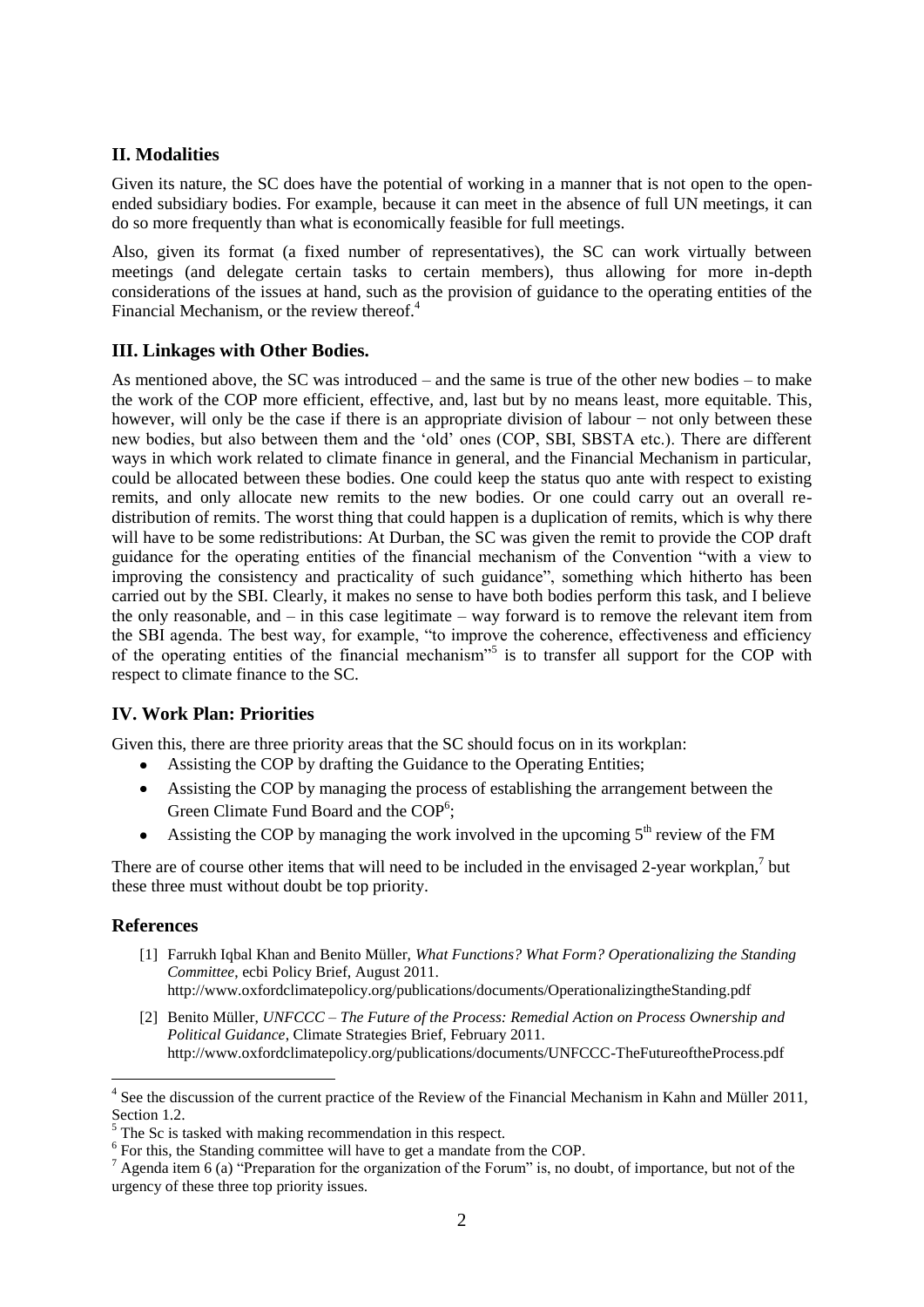## II. Modalities

Given its nature, the SC does have the potential of working in a manner that is not open to the open-ended subsidiary bodies. For example, because it can meet in the absence of full UN meetings, it can do so more frequently than what is economically feasible for full meetings.

Also, given its format (a fixed number of representatives), the SC can work virtually between meetings (and delegate certain tasks to certain members), thus allowing for more in-depth considerations of the issues at hand, such as the provision of guidance to the operating entities of the Financial Mechanism, or the review thereof.[4]

## III. Linkages with Other Bodies.

As mentioned above, the SC was introduced – and the same is true of the other new bodies – to make the work of the COP more efficient, effective, and, last but by no means least, more equitable. This, however, will only be the case if there is an appropriate division of labour − not only between these new bodies, but also between them and the 'old' ones (COP, SBI, SBSTA etc.). There are different ways in which work related to climate finance in general, and the Financial Mechanism in particular, could be allocated between these bodies. One could keep the status quo ante with respect to existing remits, and only allocate new remits to the new bodies. Or one could carry out an overall re-distribution of remits. The worst thing that could happen is a duplication of remits, which is why there will have to be some redistributions: At Durban, the SC was given the remit to provide the COP draft guidance for the operating entities of the financial mechanism of the Convention "with a view to improving the consistency and practicality of such guidance", something which hitherto has been carried out by the SBI. Clearly, it makes no sense to have both bodies perform this task, and I believe the only reasonable, and – in this case legitimate – way forward is to remove the relevant item from the SBI agenda. The best way, for example, "to improve the coherence, effectiveness and efficiency of the operating entities of the financial mechanism"[5] is to transfer all support for the COP with respect to climate finance to the SC.

## IV. Work Plan: Priorities

Given this, there are three priority areas that the SC should focus on in its workplan:

- Assisting the COP by drafting the Guidance to the Operating Entities;
- Assisting the COP by managing the process of establishing the arrangement between the Green Climate Fund Board and the COP[6];
- Assisting the COP by managing the work involved in the upcoming 5th review of the FM

There are of course other items that will need to be included in the envisaged 2-year workplan,[7] but these three must without doubt be top priority.

## References

[1] Farrukh Iqbal Khan and Benito Müller, *What Functions? What Form? Operationalizing the Standing Committee*, ecbi Policy Brief, August 2011. http://www.oxfordclimatepolicy.org/publications/documents/OperationalizingtheStanding.pdf

[2] Benito Müller, *UNFCCC – The Future of the Process: Remedial Action on Process Ownership and Political Guidance*, Climate Strategies Brief, February 2011. http://www.oxfordclimatepolicy.org/publications/documents/UNFCCC-TheFutureoftheProcess.pdf

---

[4] See the discussion of the current practice of the Review of the Financial Mechanism in Kahn and Müller 2011, Section 1.2.

[5] The Sc is tasked with making recommendation in this respect.

[6] For this, the Standing committee will have to get a mandate from the COP.

[7] Agenda item 6 (a) "Preparation for the organization of the Forum" is, no doubt, of importance, but not of the urgency of these three top priority issues.